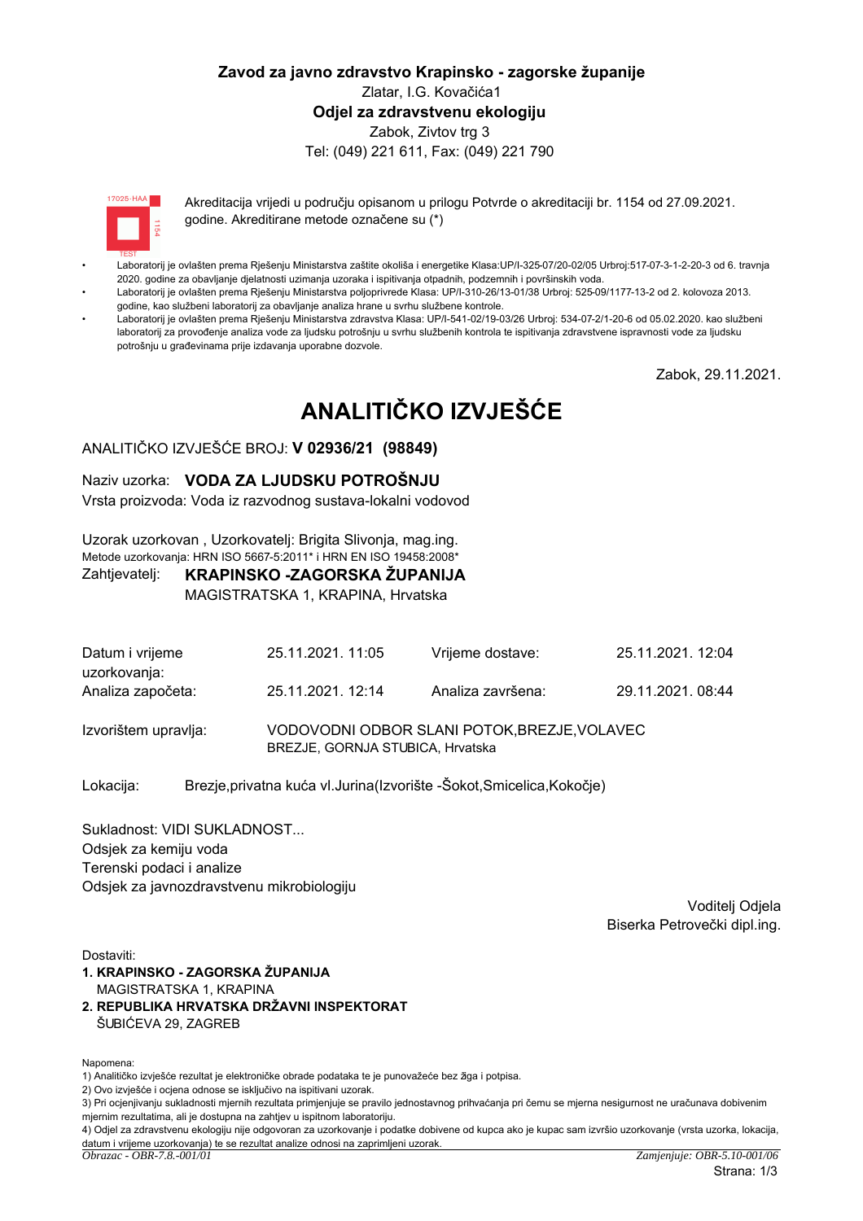**Zavod za javno zdravstvo Krapinsko - zagorske županije**

Zlatar, I.G. Kovačića1

**Odjel za zdravstvenu ekologiju**

Zabok, Zivtov trg 3

Tel: (049) 221 611, Fax: (049) 221 790

Akreditacija vrijedi u području opisanom u prilogu Potvrde o akreditaciji br. 1154 od 27.09.2021. godine. Akreditirane metode označene su (*)

- Laboratorij je ovlašten prema Rješenju Ministarstva zaštite okoliša i energetike Klasa:UP/I-325-07/20-02/05 Urbroj:517-07-3-1-2-20-3 od 6. travnja 2020. godine za obavljanje djelatnosti uzimanja uzoraka i ispitivanja otpadnih, podzemnih i površinskih voda.
- Laboratorij je ovlašten prema Rješenju Ministarstva poljoprivrede Klasa: UP/I-310-26/13-01/38 Urbroj: 525-09/1177-13-2 od 2. kolovoza 2013. godine, kao službeni laboratorij za obavljanje analiza hrane u svrhu službene kontrole.
- Laboratorij je ovlašten prema Rješenju Ministarstva zdravstva Klasa: UP/I-541-02/19-03/26 Urbroj: 534-07-2/1-20-6 od 05.02.2020. kao službeni laboratorij za provođenje analiza vode za ljudsku potrošnju u svrhu službenih kontrola te ispitivanja zdravstvene ispravnosti vode za ljudsku potrošnju u građevinama prije izdavanja uporabne dozvole.

Zabok, 29.11.2021.

# ANALITIČKO IZVJEŠĆE

ANALITIČKO IZVJEŠĆE BROJ: **V 02936/21 (98849)**

Naziv uzorka: **VODA ZA LJUDSKU POTROŠNJU**

Vrsta proizvoda: Voda iz razvodnog sustava-lokalni vodovod

Uzorak uzorkovan , Uzorkovatelj: Brigita Slivonja, mag.ing.

Metode uzorkovanja: HRN ISO 5667-5:2011* i HRN EN ISO 19458:2008*

Zahtjevatelj: **KRAPINSKO -ZAGORSKA ŽUPANIJA**

MAGISTRATSKA 1, KRAPINA, Hrvatska

| | | | |
|---|---|---|---|
| Datum i vrijeme uzorkovanja: | 25.11.2021. 11:05 | Vrijeme dostave: | 25.11.2021. 12:04 |
| Analiza započeta: | 25.11.2021. 12:14 | Analiza završena: | 29.11.2021. 08:44 |

Izvorištem upravlja: VODOVODNI ODBOR SLANI POTOK,BREZJE,VOLAVEC
BREZJE, GORNJA STUBICA, Hrvatska

Lokacija: Brezje,privatna kuća vl.Jurina(Izvorište -Šokot,Smicelica,Kokočje)

Sukladnost: VIDI SUKLADNOST...

Odsjek za kemiju voda

Terenski podaci i analize

Odsjek za javnozdravstvenu mikrobiologiju

Voditelj Odjela

Biserka Petrovečki dipl.ing.

Dostaviti:

1. **KRAPINSKO - ZAGORSKA ŽUPANIJA**
   MAGISTRATSKA 1, KRAPINA
2. **REPUBLIKA HRVATSKA DRŽAVNI INSPEKTORAT**
   ŠUBIĆEVA 29, ZAGREB

Napomena:

1) Analitičko izvješće rezultat je elektroničke obrade podataka te je punovažeće bez žiga i potpisa.
2) Ovo izvješće i ocjena odnose se isključivo na ispitivani uzorak.
3) Pri ocjenjivanju sukladnosti mjernih rezultata primjenjuje se pravilo jednostavnog prihvaćanja pri čemu se mjerna nesigurnost ne uračunava dobivenim mjernim rezultatima, ali je dostupna na zahtjev u ispitnom laboratoriju.
4) Odjel za zdravstvenu ekologiju nije odgovoran za uzorkovanje i podatke dobivene od kupca ako je kupac sam izvršio uzorkovanje (vrsta uzorka, lokacija, datum i vrijeme uzorkovanja) te se rezultat analize odnosi na zaprimljeni uzorak.

*Obrazac - OBR-7.8.-001/01* *Zamjenjuje: OBR-5.10-001/06*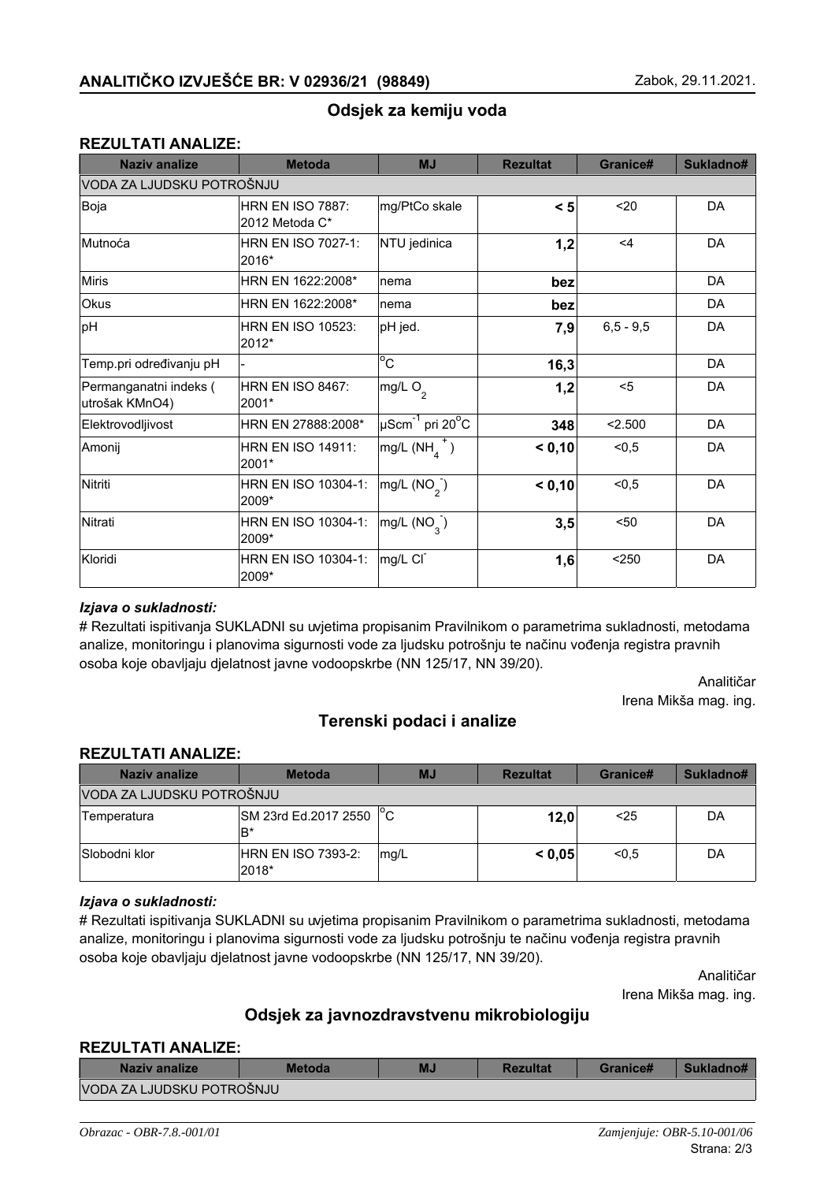## ANALITIČKO IZVJEŠĆE BR: V 02936/21 (98849)

Zabok, 29.11.2021.

### Odsjek za kemiju voda

**REZULTATI ANALIZE:**

| Naziv analize | Metoda | MJ | Rezultat | Granice# | Sukladno# |
|---|---|---|---|---|---|
| VODA ZA LJUDSKU POTROŠNJU | | | | | |
| Boja | HRN EN ISO 7887: 2012 Metoda C* | mg/PtCo skale | **< 5** | <20 | DA |
| Mutnoća | HRN EN ISO 7027-1: 2016* | NTU jedinica | **1,2** | <4 | DA |
| Miris | HRN EN 1622:2008* | nema | **bez** | | DA |
| Okus | HRN EN 1622:2008* | nema | **bez** | | DA |
| pH | HRN EN ISO 10523: 2012* | pH jed. | **7,9** | 6,5 - 9,5 | DA |
| Temp.pri određivanju pH | - | °C | **16,3** | | DA |
| Permanganatni indeks ( utrošak KMnO4) | HRN EN ISO 8467: 2001* | mg/L $O_2$ | **1,2** | <5 | DA |
| Elektrovodljivost | HRN EN 27888:2008* | $\mu Scm^{-1}$ pri 20°C | **348** | <2.500 | DA |
| Amonij | HRN EN ISO 14911: 2001* | mg/L ($NH_4^+$) | **< 0,10** | <0,5 | DA |
| Nitriti | HRN EN ISO 10304-1: 2009* | mg/L ($NO_2^-$) | **< 0,10** | <0,5 | DA |
| Nitrati | HRN EN ISO 10304-1: 2009* | mg/L ($NO_3^-$) | **3,5** | <50 | DA |
| Kloridi | HRN EN ISO 10304-1: 2009* | mg/L $Cl^-$ | **1,6** | <250 | DA |

***Izjava o sukladnosti:***

# Rezultati ispitivanja SUKLADNI su uvjetima propisanim Pravilnikom o parametrima sukladnosti, metodama analize, monitoringu i planovima sigurnosti vode za ljudsku potrošnju te načinu vođenja registra pravnih osoba koje obavljaju djelatnost javne vodoopskrbe (NN 125/17, NN 39/20).

Analitičar
Irena Mikša mag. ing.

### Terenski podaci i analize

**REZULTATI ANALIZE:**

| Naziv analize | Metoda | MJ | Rezultat | Granice# | Sukladno# |
|---|---|---|---|---|---|
| VODA ZA LJUDSKU POTROŠNJU | | | | | |
| Temperatura | SM 23rd Ed.2017 2550 B* | °C | **12,0** | <25 | DA |
| Slobodni klor | HRN EN ISO 7393-2: 2018* | mg/L | **< 0,05** | <0,5 | DA |

***Izjava o sukladnosti:***

# Rezultati ispitivanja SUKLADNI su uvjetima propisanim Pravilnikom o parametrima sukladnosti, metodama analize, monitoringu i planovima sigurnosti vode za ljudsku potrošnju te načinu vođenja registra pravnih osoba koje obavljaju djelatnost javne vodoopskrbe (NN 125/17, NN 39/20).

Analitičar
Irena Mikša mag. ing.

### Odsjek za javnozdravstvenu mikrobiologiju

**REZULTATI ANALIZE:**

| Naziv analize | Metoda | MJ | Rezultat | Granice# | Sukladno# |
|---|---|---|---|---|---|
| VODA ZA LJUDSKU POTROŠNJU | | | | | |

*Obrazac - OBR-7.8.-001/01*

*Zamjenjuje: OBR-5.10-001/06*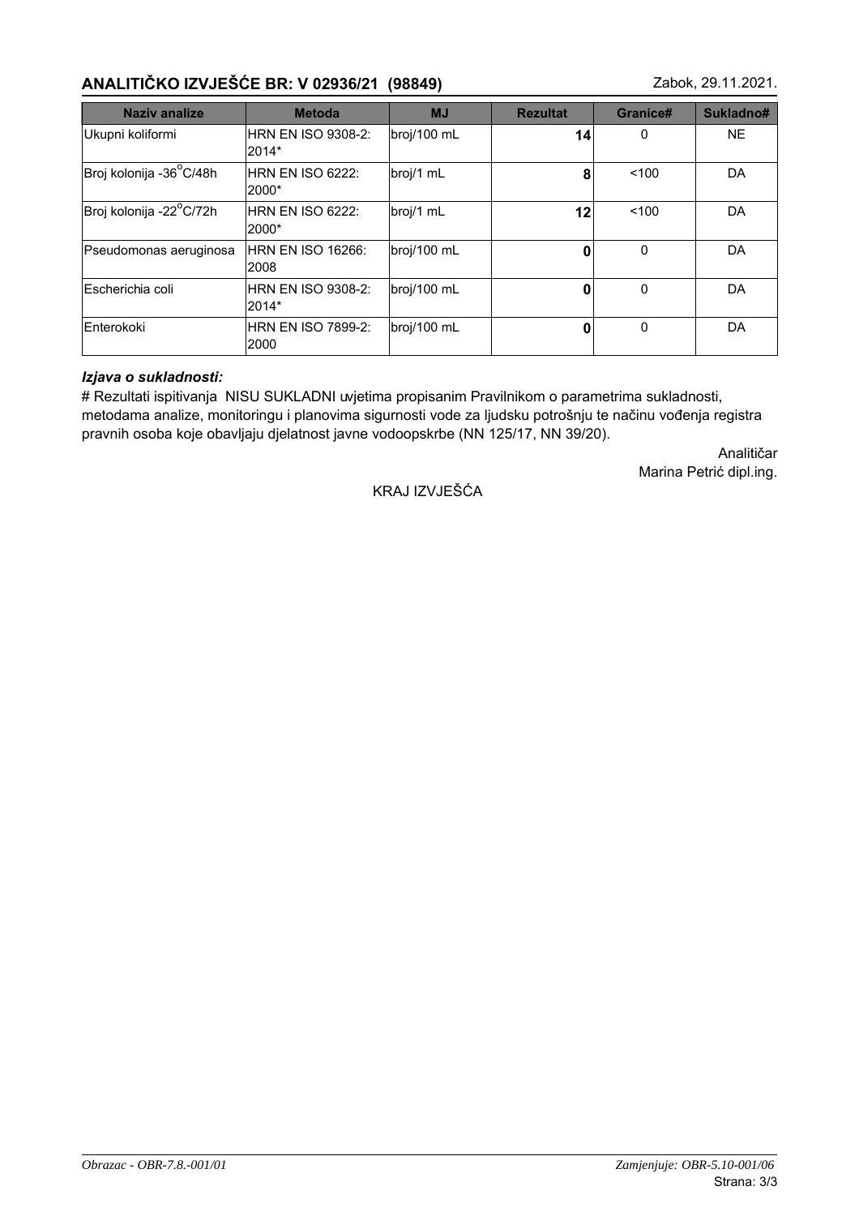## ANALITIČKO IZVJEŠĆE BR: V 02936/21 (98849)

Zabok, 29.11.2021.

| Naziv analize | Metoda | MJ | Rezultat | Granice# | Sukladno# |
|---|---|---|---|---|---|
| Ukupni koliformi | HRN EN ISO 9308-2: 2014* | broj/100 mL | **14** | 0 | NE |
| Broj kolonija -36°C/48h | HRN EN ISO 6222: 2000* | broj/1 mL | **8** | <100 | DA |
| Broj kolonija -22°C/72h | HRN EN ISO 6222: 2000* | broj/1 mL | **12** | <100 | DA |
| Pseudomonas aeruginosa | HRN EN ISO 16266: 2008 | broj/100 mL | **0** | 0 | DA |
| Escherichia coli | HRN EN ISO 9308-2: 2014* | broj/100 mL | **0** | 0 | DA |
| Enterokoki | HRN EN ISO 7899-2: 2000 | broj/100 mL | **0** | 0 | DA |

***Izjava o sukladnosti:***

# Rezultati ispitivanja NISU SUKLADNI uvjetima propisanim Pravilnikom o parametrima sukladnosti, metodama analize, monitoringu i planovima sigurnosti vode za ljudsku potrošnju te načinu vođenja registra pravnih osoba koje obavljaju djelatnost javne vodoopskrbe (NN 125/17, NN 39/20).

Analitičar
Marina Petrić dipl.ing.

KRAJ IZVJEŠĆA

*Obrazac - OBR-7.8.-001/01*

*Zamjenjuje: OBR-5.10-001/06*